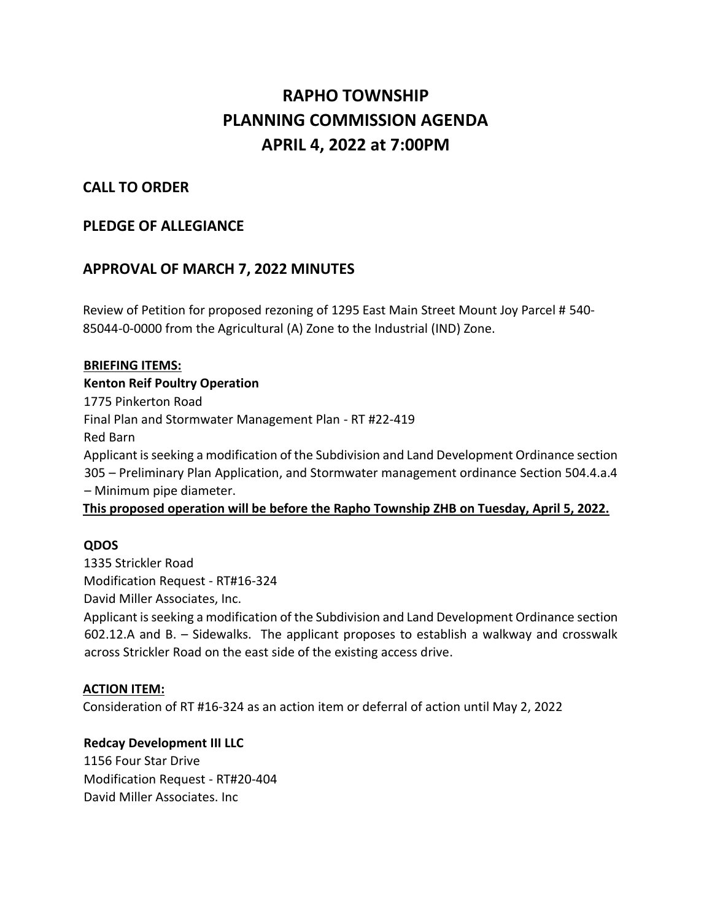# RAPHO TOWNSHIP
# PLANNING COMMISSION AGENDA
# APRIL 4, 2022 at 7:00PM

## CALL TO ORDER

## PLEDGE OF ALLEGIANCE

## APPROVAL OF MARCH 7, 2022 MINUTES

Review of Petition for proposed rezoning of 1295 East Main Street Mount Joy Parcel # 540-85044-0-0000 from the Agricultural (A) Zone to the Industrial (IND) Zone.

**BRIEFING ITEMS:**

**Kenton Reif Poultry Operation**
1775 Pinkerton Road
Final Plan and Stormwater Management Plan - RT #22-419
Red Barn
Applicant is seeking a modification of the Subdivision and Land Development Ordinance section 305 – Preliminary Plan Application, and Stormwater management ordinance Section 504.4.a.4 – Minimum pipe diameter.

**This proposed operation will be before the Rapho Township ZHB on Tuesday, April 5, 2022.**

**QDOS**
1335 Strickler Road
Modification Request - RT#16-324
David Miller Associates, Inc.
Applicant is seeking a modification of the Subdivision and Land Development Ordinance section 602.12.A and B. – Sidewalks. The applicant proposes to establish a walkway and crosswalk across Strickler Road on the east side of the existing access drive.

**ACTION ITEM:**

Consideration of RT #16-324 as an action item or deferral of action until May 2, 2022

**Redcay Development III LLC**
1156 Four Star Drive
Modification Request - RT#20-404
David Miller Associates. Inc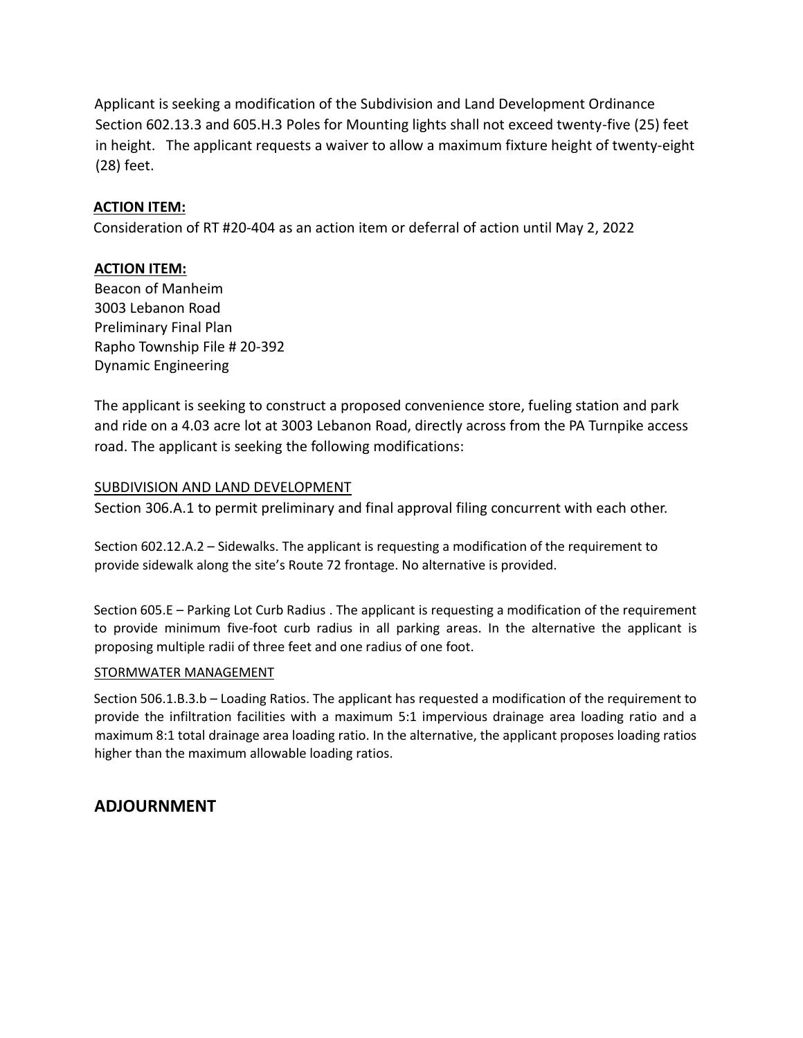Applicant is seeking a modification of the Subdivision and Land Development Ordinance Section 602.13.3 and 605.H.3 Poles for Mounting lights shall not exceed twenty-five (25) feet in height. The applicant requests a waiver to allow a maximum fixture height of twenty-eight (28) feet.

**ACTION ITEM:**

Consideration of RT #20-404 as an action item or deferral of action until May 2, 2022

**ACTION ITEM:**

Beacon of Manheim
3003 Lebanon Road
Preliminary Final Plan
Rapho Township File # 20-392
Dynamic Engineering

The applicant is seeking to construct a proposed convenience store, fueling station and park and ride on a 4.03 acre lot at 3003 Lebanon Road, directly across from the PA Turnpike access road. The applicant is seeking the following modifications:

SUBDIVISION AND LAND DEVELOPMENT

Section 306.A.1 to permit preliminary and final approval filing concurrent with each other.

Section 602.12.A.2 – Sidewalks. The applicant is requesting a modification of the requirement to provide sidewalk along the site's Route 72 frontage. No alternative is provided.

Section 605.E – Parking Lot Curb Radius . The applicant is requesting a modification of the requirement to provide minimum five-foot curb radius in all parking areas. In the alternative the applicant is proposing multiple radii of three feet and one radius of one foot.

STORMWATER MANAGEMENT

Section 506.1.B.3.b – Loading Ratios. The applicant has requested a modification of the requirement to provide the infiltration facilities with a maximum 5:1 impervious drainage area loading ratio and a maximum 8:1 total drainage area loading ratio. In the alternative, the applicant proposes loading ratios higher than the maximum allowable loading ratios.

## ADJOURNMENT